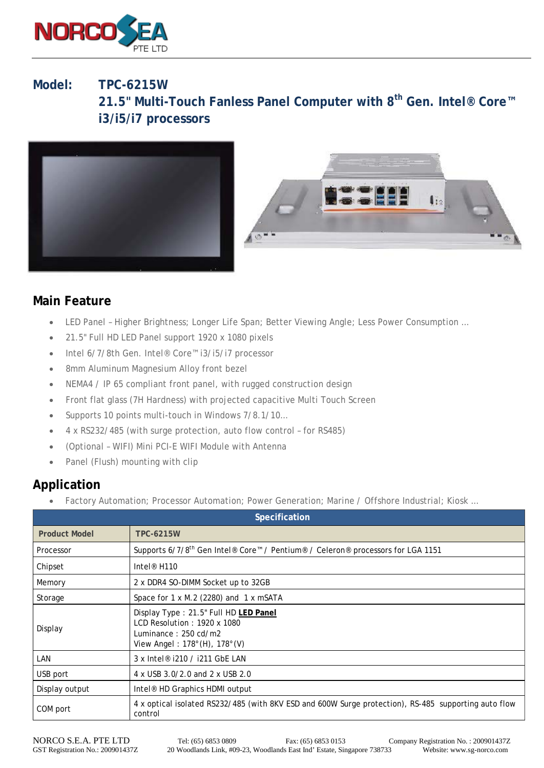**Model: TPC-6215W**

# 21.5" Multi-Touch Fanless Panel Computer with 8th Gen. Intel® Core™ i3/i5/i7 processors

## Main Feature

- LED Panel – Higher Brightness; Longer Life Span; Better Viewing Angle; Less Power Consumption …
- 21.5" Full HD LED Panel support 1920 x 1080 pixels
- Intel 6/7/8th Gen. Intel® Core™ i3/i5/i7 processor
- 8mm Aluminum Magnesium Alloy front bezel
- NEMA4 / IP 65 compliant front panel, with rugged construction design
- Front flat glass (7H Hardness) with projected capacitive Multi Touch Screen
- Supports 10 points multi-touch in Windows 7/8.1/10…
- 4 x RS232/485 (with surge protection, auto flow control – for RS485)
- (Optional – WIFI) Mini PCI-E WIFI Module with Antenna
- Panel (Flush) mounting with clip

## Application

- Factory Automation; Processor Automation; Power Generation; Marine / Offshore Industrial; Kiosk …

| Specification | |
|---|---|
| **Product Model** | **TPC-6215W** |
| Processor | Supports 6/7/8th Gen Intel® Core™ / Pentium® / Celeron® processors for LGA 1151 |
| Chipset | Intel® H110 |
| Memory | 2 x DDR4 SO-DIMM Socket up to 32GB |
| Storage | Space for 1 x M.2 (2280) and 1 x mSATA |
| Display | Display Type : 21.5" Full HD **LED Panel**<br>LCD Resolution : 1920 x 1080<br>Luminance : 250 cd/m2<br>View Angel : 178°(H), 178°(V) |
| LAN | 3 x Intel® i210 / i211 GbE LAN |
| USB port | 4 x USB 3.0/2.0 and 2 x USB 2.0 |
| Display output | Intel® HD Graphics HDMI output |
| COM port | 4 x optical isolated RS232/485 (with 8KV ESD and 600W Surge protection), RS-485 supporting auto flow control |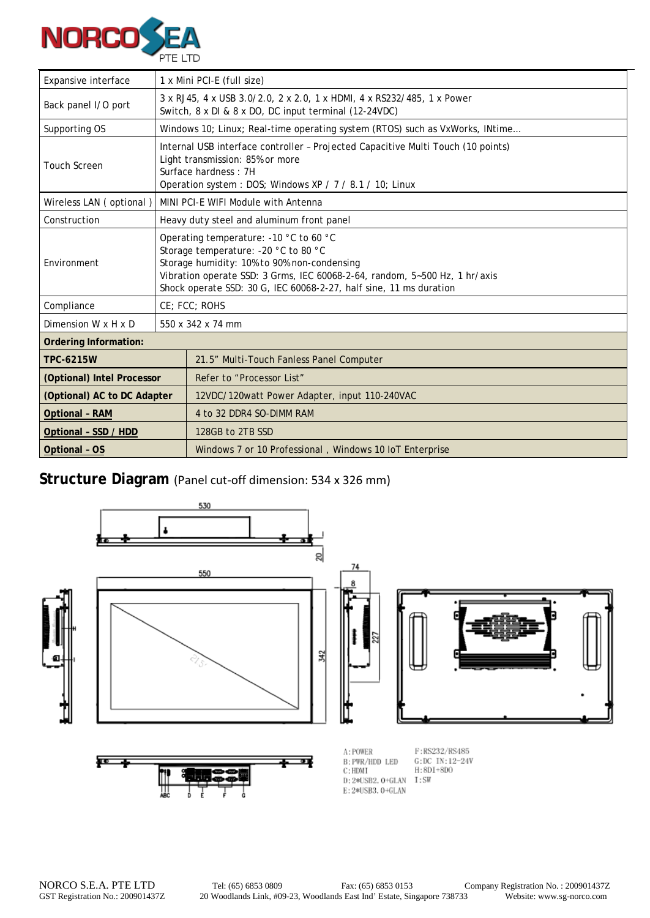| Expansive interface | 1 x Mini PCI-E (full size) |
|---|---|
| Back panel I/O port | 3 x RJ45, 4 x USB 3.0/2.0, 2 x 2.0, 1 x HDMI, 4 x RS232/485, 1 x Power Switch, 8 x DI & 8 x DO, DC input terminal (12-24VDC) |
| Supporting OS | Windows 10; Linux; Real-time operating system (RTOS) such as VxWorks, INtime… |
| Touch Screen | Internal USB interface controller – Projected Capacitive Multi Touch (10 points)<br>Light transmission: 85% or more<br>Surface hardness : 7H<br>Operation system : DOS; Windows XP / 7 / 8.1 / 10; Linux |
| Wireless LAN ( optional ) | MINI PCI-E WIFI Module with Antenna |
| Construction | Heavy duty steel and aluminum front panel |
| Environment | Operating temperature: -10 °C to 60 °C<br>Storage temperature: -20 °C to 80 °C<br>Storage humidity: 10% to 90% non-condensing<br>Vibration operate SSD: 3 Grms, IEC 60068-2-64, random, 5~500 Hz, 1 hr/axis<br>Shock operate SSD: 30 G, IEC 60068-2-27, half sine, 11 ms duration |
| Compliance | CE; FCC; ROHS |
| Dimension W x H x D | 550 x 342 x 74 mm |

| **Ordering Information:** | |
|---|---|
| **TPC-6215W** | 21.5” Multi-Touch Fanless Panel Computer |
| **(Optional) Intel Processor** | Refer to “Processor List” |
| **(Optional) AC to DC Adapter** | 12VDC/120watt Power Adapter, input 110-240VAC |
| **Optional – RAM** | 4 to 32 DDR4 SO-DIMM RAM |
| **Optional – SSD / HDD** | 128GB to 2TB SSD |
| **Optional – OS** | Windows 7 or 10 Professional , Windows 10 IoT Enterprise |

## Structure Diagram (Panel cut-off dimension: 534 x 326 mm)

A: POWER
B: PWR/HDD LED
C: HDMI
D: 2*USB2.0+GLAN
E: 2*USB3.0+GLAN
F: RS232/RS485
G: DC IN: 12~24V
H: 8DI+8DO
I: SW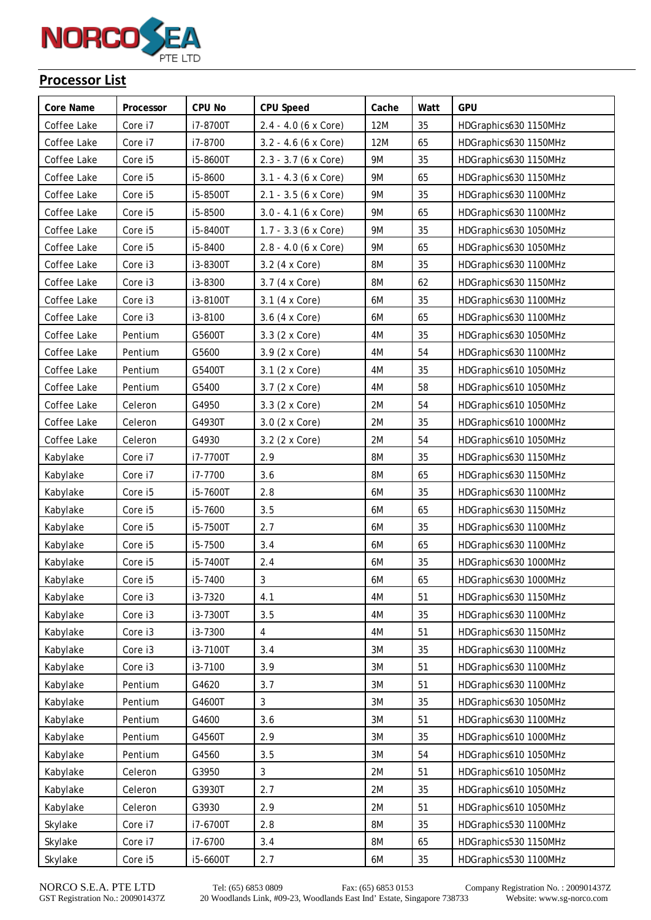## Processor List

| Core Name | Processor | CPU No | CPU Speed | Cache | Watt | GPU |
|---|---|---|---|---|---|---|
| Coffee Lake | Core i7 | i7-8700T | 2.4 - 4.0 (6 x Core) | 12M | 35 | HDGraphics630 1150MHz |
| Coffee Lake | Core i7 | i7-8700 | 3.2 - 4.6 (6 x Core) | 12M | 65 | HDGraphics630 1150MHz |
| Coffee Lake | Core i5 | i5-8600T | 2.3 - 3.7 (6 x Core) | 9M | 35 | HDGraphics630 1150MHz |
| Coffee Lake | Core i5 | i5-8600 | 3.1 - 4.3 (6 x Core) | 9M | 65 | HDGraphics630 1150MHz |
| Coffee Lake | Core i5 | i5-8500T | 2.1 - 3.5 (6 x Core) | 9M | 35 | HDGraphics630 1100MHz |
| Coffee Lake | Core i5 | i5-8500 | 3.0 - 4.1 (6 x Core) | 9M | 65 | HDGraphics630 1100MHz |
| Coffee Lake | Core i5 | i5-8400T | 1.7 - 3.3 (6 x Core) | 9M | 35 | HDGraphics630 1050MHz |
| Coffee Lake | Core i5 | i5-8400 | 2.8 - 4.0 (6 x Core) | 9M | 65 | HDGraphics630 1050MHz |
| Coffee Lake | Core i3 | i3-8300T | 3.2 (4 x Core) | 8M | 35 | HDGraphics630 1100MHz |
| Coffee Lake | Core i3 | i3-8300 | 3.7 (4 x Core) | 8M | 62 | HDGraphics630 1150MHz |
| Coffee Lake | Core i3 | i3-8100T | 3.1 (4 x Core) | 6M | 35 | HDGraphics630 1100MHz |
| Coffee Lake | Core i3 | i3-8100 | 3.6 (4 x Core) | 6M | 65 | HDGraphics630 1100MHz |
| Coffee Lake | Pentium | G5600T | 3.3 (2 x Core) | 4M | 35 | HDGraphics630 1050MHz |
| Coffee Lake | Pentium | G5600 | 3.9 (2 x Core) | 4M | 54 | HDGraphics630 1100MHz |
| Coffee Lake | Pentium | G5400T | 3.1 (2 x Core) | 4M | 35 | HDGraphics610 1050MHz |
| Coffee Lake | Pentium | G5400 | 3.7 (2 x Core) | 4M | 58 | HDGraphics610 1050MHz |
| Coffee Lake | Celeron | G4950 | 3.3 (2 x Core) | 2M | 54 | HDGraphics610 1050MHz |
| Coffee Lake | Celeron | G4930T | 3.0 (2 x Core) | 2M | 35 | HDGraphics610 1000MHz |
| Coffee Lake | Celeron | G4930 | 3.2 (2 x Core) | 2M | 54 | HDGraphics610 1050MHz |
| Kabylake | Core i7 | i7-7700T | 2.9 | 8M | 35 | HDGraphics630 1150MHz |
| Kabylake | Core i7 | i7-7700 | 3.6 | 8M | 65 | HDGraphics630 1150MHz |
| Kabylake | Core i5 | i5-7600T | 2.8 | 6M | 35 | HDGraphics630 1100MHz |
| Kabylake | Core i5 | i5-7600 | 3.5 | 6M | 65 | HDGraphics630 1150MHz |
| Kabylake | Core i5 | i5-7500T | 2.7 | 6M | 35 | HDGraphics630 1100MHz |
| Kabylake | Core i5 | i5-7500 | 3.4 | 6M | 65 | HDGraphics630 1100MHz |
| Kabylake | Core i5 | i5-7400T | 2.4 | 6M | 35 | HDGraphics630 1000MHz |
| Kabylake | Core i5 | i5-7400 | 3 | 6M | 65 | HDGraphics630 1000MHz |
| Kabylake | Core i3 | i3-7320 | 4.1 | 4M | 51 | HDGraphics630 1150MHz |
| Kabylake | Core i3 | i3-7300T | 3.5 | 4M | 35 | HDGraphics630 1100MHz |
| Kabylake | Core i3 | i3-7300 | 4 | 4M | 51 | HDGraphics630 1150MHz |
| Kabylake | Core i3 | i3-7100T | 3.4 | 3M | 35 | HDGraphics630 1100MHz |
| Kabylake | Core i3 | i3-7100 | 3.9 | 3M | 51 | HDGraphics630 1100MHz |
| Kabylake | Pentium | G4620 | 3.7 | 3M | 51 | HDGraphics630 1100MHz |
| Kabylake | Pentium | G4600T | 3 | 3M | 35 | HDGraphics630 1050MHz |
| Kabylake | Pentium | G4600 | 3.6 | 3M | 51 | HDGraphics630 1100MHz |
| Kabylake | Pentium | G4560T | 2.9 | 3M | 35 | HDGraphics610 1000MHz |
| Kabylake | Pentium | G4560 | 3.5 | 3M | 54 | HDGraphics610 1050MHz |
| Kabylake | Celeron | G3950 | 3 | 2M | 51 | HDGraphics610 1050MHz |
| Kabylake | Celeron | G3930T | 2.7 | 2M | 35 | HDGraphics610 1050MHz |
| Kabylake | Celeron | G3930 | 2.9 | 2M | 51 | HDGraphics610 1050MHz |
| Skylake | Core i7 | i7-6700T | 2.8 | 8M | 35 | HDGraphics530 1100MHz |
| Skylake | Core i7 | i7-6700 | 3.4 | 8M | 65 | HDGraphics530 1150MHz |
| Skylake | Core i5 | i5-6600T | 2.7 | 6M | 35 | HDGraphics530 1100MHz |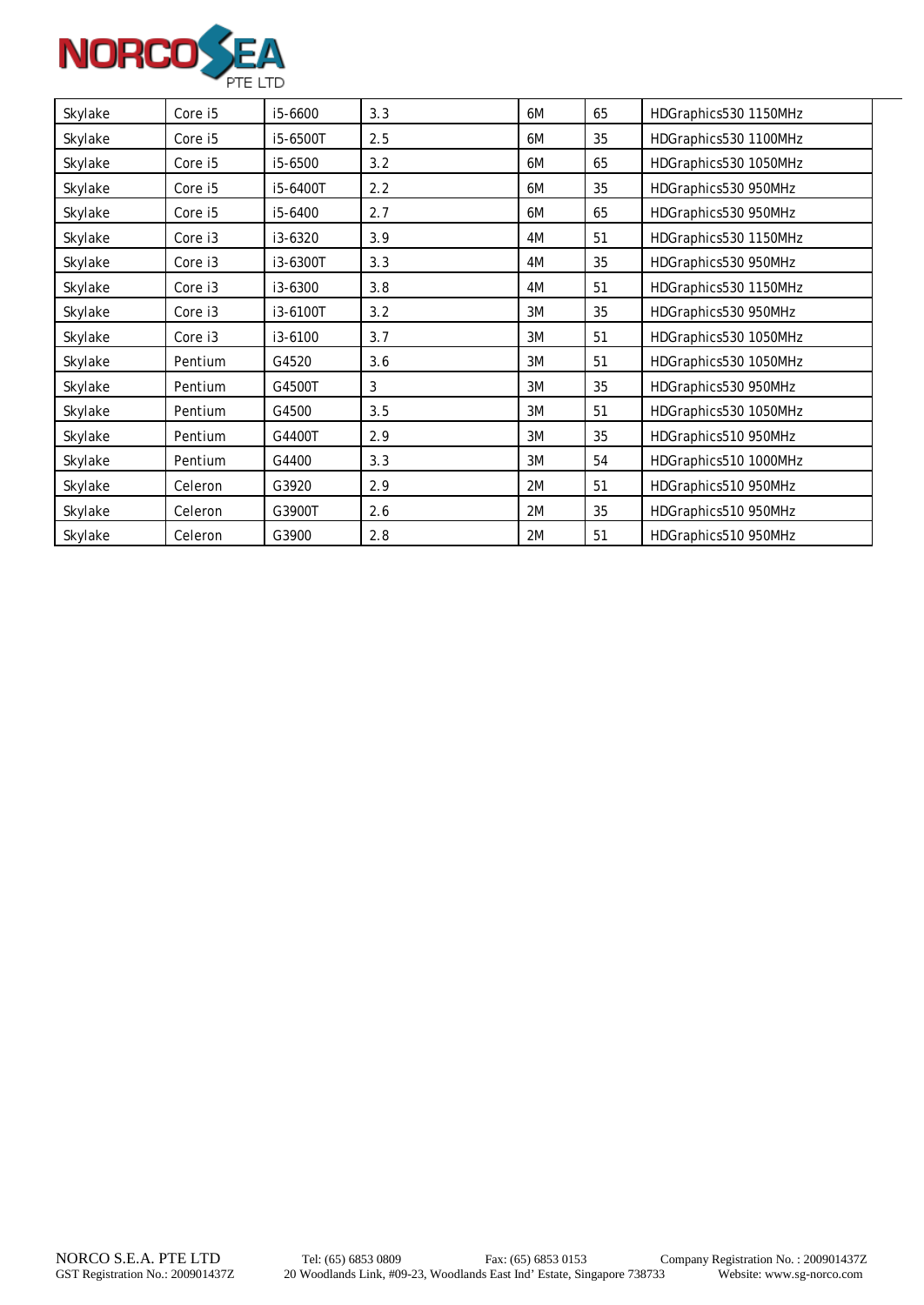| | | | | | | |
|---|---|---|---|---|---|---|
| Skylake | Core i5 | i5-6600 | 3.3 | 6M | 65 | HDGraphics530 1150MHz |
| Skylake | Core i5 | i5-6500T | 2.5 | 6M | 35 | HDGraphics530 1100MHz |
| Skylake | Core i5 | i5-6500 | 3.2 | 6M | 65 | HDGraphics530 1050MHz |
| Skylake | Core i5 | i5-6400T | 2.2 | 6M | 35 | HDGraphics530 950MHz |
| Skylake | Core i5 | i5-6400 | 2.7 | 6M | 65 | HDGraphics530 950MHz |
| Skylake | Core i3 | i3-6320 | 3.9 | 4M | 51 | HDGraphics530 1150MHz |
| Skylake | Core i3 | i3-6300T | 3.3 | 4M | 35 | HDGraphics530 950MHz |
| Skylake | Core i3 | i3-6300 | 3.8 | 4M | 51 | HDGraphics530 1150MHz |
| Skylake | Core i3 | i3-6100T | 3.2 | 3M | 35 | HDGraphics530 950MHz |
| Skylake | Core i3 | i3-6100 | 3.7 | 3M | 51 | HDGraphics530 1050MHz |
| Skylake | Pentium | G4520 | 3.6 | 3M | 51 | HDGraphics530 1050MHz |
| Skylake | Pentium | G4500T | 3 | 3M | 35 | HDGraphics530 950MHz |
| Skylake | Pentium | G4500 | 3.5 | 3M | 51 | HDGraphics530 1050MHz |
| Skylake | Pentium | G4400T | 2.9 | 3M | 35 | HDGraphics510 950MHz |
| Skylake | Pentium | G4400 | 3.3 | 3M | 54 | HDGraphics510 1000MHz |
| Skylake | Celeron | G3920 | 2.9 | 2M | 51 | HDGraphics510 950MHz |
| Skylake | Celeron | G3900T | 2.6 | 2M | 35 | HDGraphics510 950MHz |
| Skylake | Celeron | G3900 | 2.8 | 2M | 51 | HDGraphics510 950MHz |